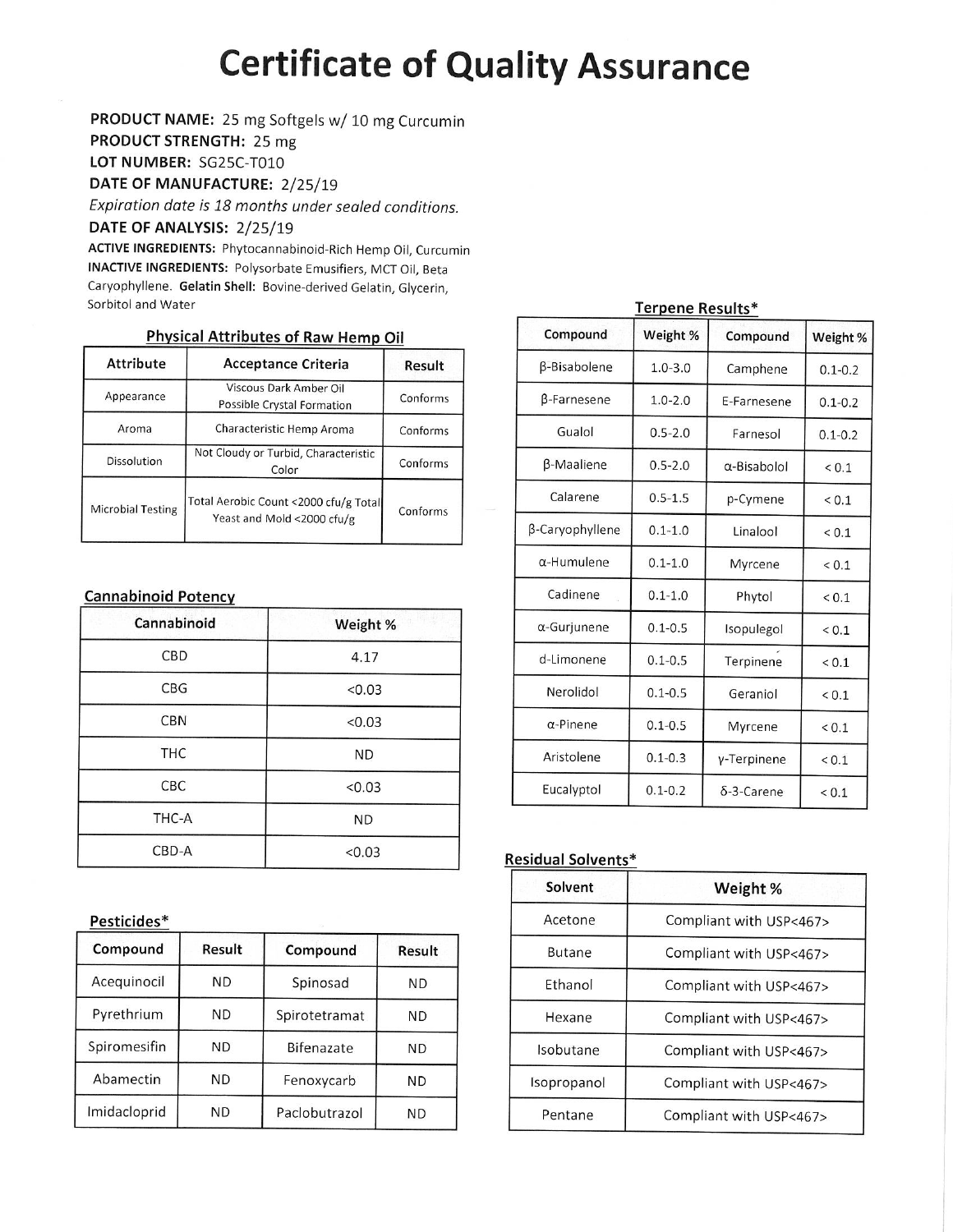# Certificate of Quality Assurance

**PRODUCT NAME:** 25 mg Softgels w/ 10 mg Curcumin
**PRODUCT STRENGTH:** 25 mg
**LOT NUMBER:** SG25C-T010
**DATE OF MANUFACTURE:** 2/25/19
*Expiration date is 18 months under sealed conditions.*
**DATE OF ANALYSIS:** 2/25/19

**ACTIVE INGREDIENTS:** Phytocannabinoid-Rich Hemp Oil, Curcumin
**INACTIVE INGREDIENTS:** Polysorbate Emusifiers, MCT Oil, Beta Caryophyllene. **Gelatin Shell:** Bovine-derived Gelatin, Glycerin, Sorbitol and Water

## Physical Attributes of Raw Hemp Oil

| Attribute | Acceptance Criteria | Result |
|---|---|---|
| Appearance | Viscous Dark Amber Oil Possible Crystal Formation | Conforms |
| Aroma | Characteristic Hemp Aroma | Conforms |
| Dissolution | Not Cloudy or Turbid, Characteristic Color | Conforms |
| Microbial Testing | Total Aerobic Count <2000 cfu/g Total Yeast and Mold <2000 cfu/g | Conforms |

## Cannabinoid Potency

| Cannabinoid | Weight % |
|---|---|
| CBD | 4.17 |
| CBG | <0.03 |
| CBN | <0.03 |
| THC | ND |
| CBC | <0.03 |
| THC-A | ND |
| CBD-A | <0.03 |

## Pesticides*

| Compound | Result | Compound | Result |
|---|---|---|---|
| Acequinocil | ND | Spinosad | ND |
| Pyrethrium | ND | Spirotetramat | ND |
| Spiromesifin | ND | Bifenazate | ND |
| Abamectin | ND | Fenoxycarb | ND |
| Imidacloprid | ND | Paclobutrazol | ND |

## Terpene Results*

| Compound | Weight % | Compound | Weight % |
|---|---|---|---|
| β-Bisabolene | 1.0-3.0 | Camphene | 0.1-0.2 |
| β-Farnesene | 1.0-2.0 | E-Farnesene | 0.1-0.2 |
| Gualol | 0.5-2.0 | Farnesol | 0.1-0.2 |
| β-Maaliene | 0.5-2.0 | α-Bisabolol | < 0.1 |
| Calarene | 0.5-1.5 | p-Cymene | < 0.1 |
| β-Caryophyllene | 0.1-1.0 | Linalool | < 0.1 |
| α-Humulene | 0.1-1.0 | Myrcene | < 0.1 |
| Cadinene | 0.1-1.0 | Phytol | < 0.1 |
| α-Gurjunene | 0.1-0.5 | Isopulegol | < 0.1 |
| d-Limonene | 0.1-0.5 | Terpinene | < 0.1 |
| Nerolidol | 0.1-0.5 | Geraniol | < 0.1 |
| α-Pinene | 0.1-0.5 | Myrcene | < 0.1 |
| Aristolene | 0.1-0.3 | γ-Terpinene | < 0.1 |
| Eucalyptol | 0.1-0.2 | δ-3-Carene | < 0.1 |

## Residual Solvents*

| Solvent | Weight % |
|---|---|
| Acetone | Compliant with USP<467> |
| Butane | Compliant with USP<467> |
| Ethanol | Compliant with USP<467> |
| Hexane | Compliant with USP<467> |
| Isobutane | Compliant with USP<467> |
| Isopropanol | Compliant with USP<467> |
| Pentane | Compliant with USP<467> |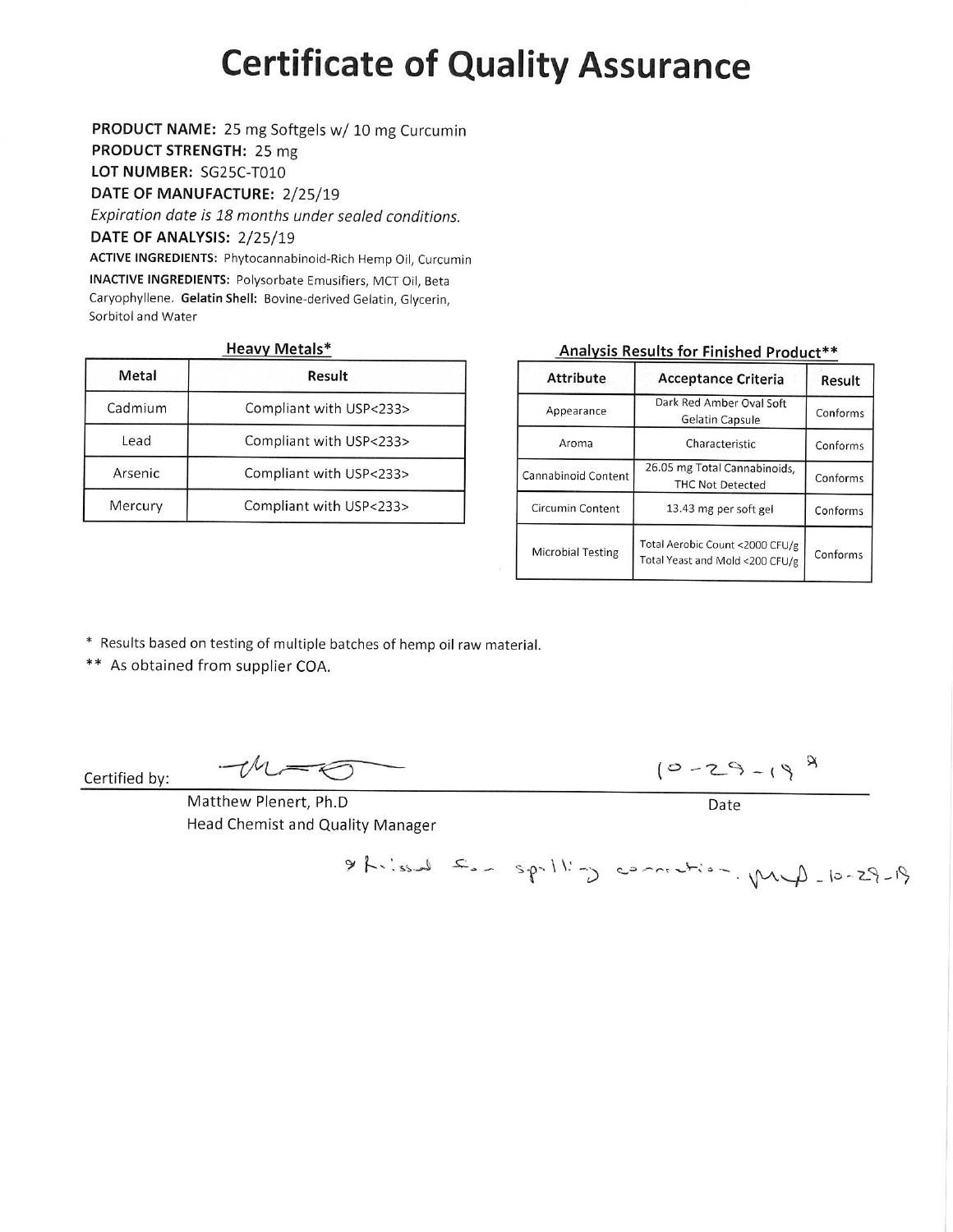# Certificate of Quality Assurance

**PRODUCT NAME:** 25 mg Softgels w/ 10 mg Curcumin
**PRODUCT STRENGTH:** 25 mg
**LOT NUMBER:** SG25C-T010
**DATE OF MANUFACTURE:** 2/25/19
*Expiration date is 18 months under sealed conditions.*
**DATE OF ANALYSIS:** 2/25/19
**ACTIVE INGREDIENTS:** Phytocannabinoid-Rich Hemp Oil, Curcumin
**INACTIVE INGREDIENTS:** Polysorbate Emusifiers, MCT Oil, Beta Caryophyllene. **Gelatin Shell:** Bovine-derived Gelatin, Glycerin, Sorbitol and Water

**Heavy Metals***

| Metal | Result |
|---|---|
| Cadmium | Compliant with USP<233> |
| Lead | Compliant with USP<233> |
| Arsenic | Compliant with USP<233> |
| Mercury | Compliant with USP<233> |

**Analysis Results for Finished Product****

| Attribute | Acceptance Criteria | Result |
|---|---|---|
| Appearance | Dark Red Amber Oval Soft Gelatin Capsule | Conforms |
| Aroma | Characteristic | Conforms |
| Cannabinoid Content | 26.05 mg Total Cannabinoids, THC Not Detected | Conforms |
| Circumin Content | 13.43 mg per soft gel | Conforms |
| Microbial Testing | Total Aerobic Count <2000 CFU/g Total Yeast and Mold <200 CFU/g | Conforms |

\* Results based on testing of multiple batches of hemp oil raw material.
** As obtained from supplier COA.

Certified by: [signature]

Matthew Plenert, Ph.D
Head Chemist and Quality Manager

Date: 10-29-19 [a]

[a] Reissued for spelling correction. MP 10-29-19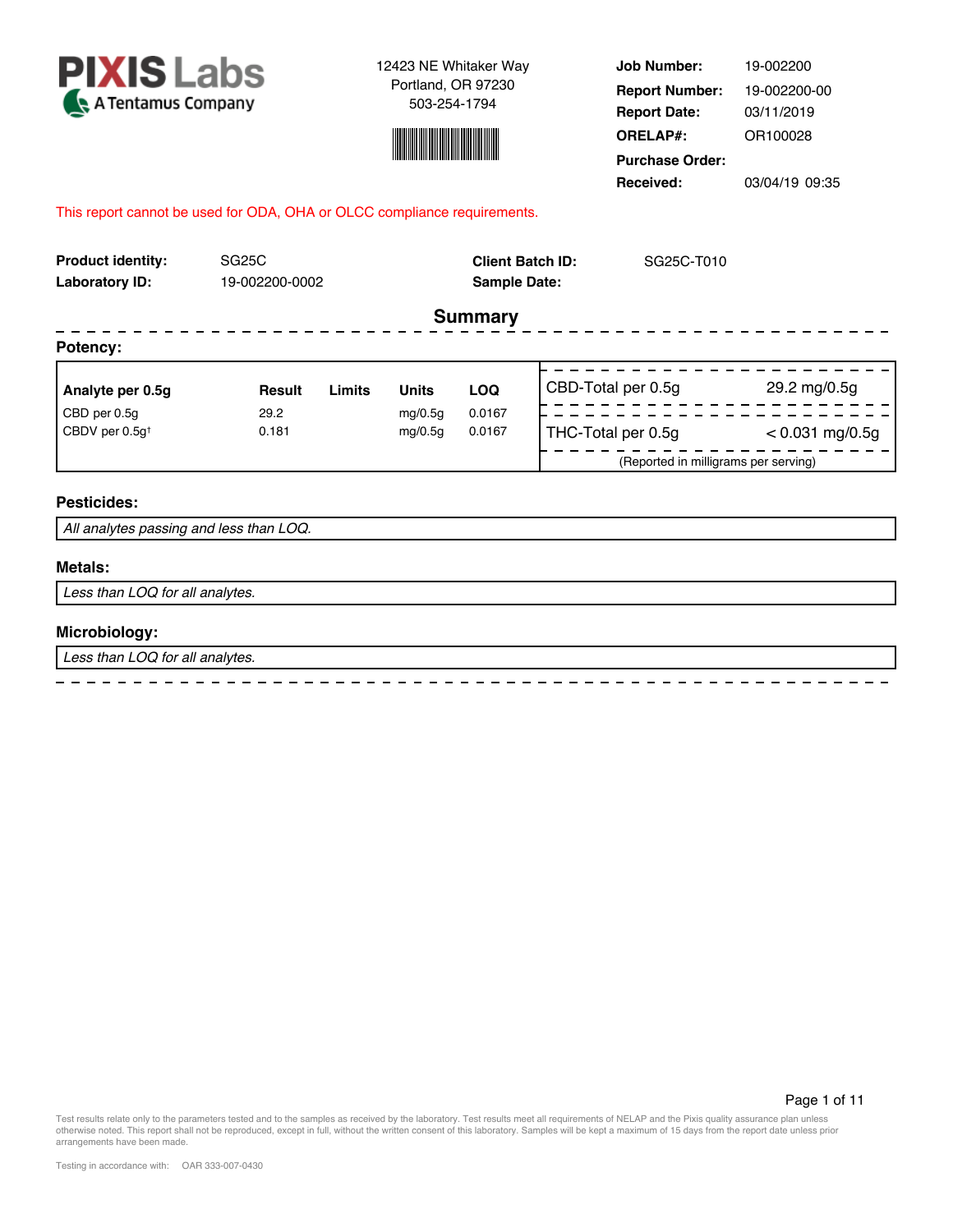**PIXIS Labs**
A Tentamus Company

12423 NE Whitaker Way
Portland, OR 97230
503-254-1794

| | |
|---|---|
| **Job Number:** | 19-002200 |
| **Report Number:** | 19-002200-00 |
| **Report Date:** | 03/11/2019 |
| **ORELAP#:** | OR100028 |
| **Purchase Order:** | |
| **Received:** | 03/04/19 09:35 |

This report cannot be used for ODA, OHA or OLCC compliance requirements.

| | | | |
|---|---|---|---|
| **Product identity:** | SG25C | **Client Batch ID:** | SG25C-T010 |
| **Laboratory ID:** | 19-002200-0002 | **Sample Date:** | |

## Summary

### Potency:

| Analyte per 0.5g | Result | Limits | Units | LOQ |
|---|---|---|---|---|
| CBD per 0.5g | 29.2 | | mg/0.5g | 0.0167 |
| CBDV per 0.5g† | 0.181 | | mg/0.5g | 0.0167 |

| | |
|---|---|
| CBD-Total per 0.5g | 29.2 mg/0.5g |
| THC-Total per 0.5g | < 0.031 mg/0.5g |

(Reported in milligrams per serving)

### Pesticides:

*All analytes passing and less than LOQ.*

### Metals:

*Less than LOQ for all analytes.*

### Microbiology:

*Less than LOQ for all analytes.*

Test results relate only to the parameters tested and to the samples as received by the laboratory. Test results meet all requirements of NELAP and the Pixis quality assurance plan unless otherwise noted. This report shall not be reproduced, except in full, without the written consent of this laboratory. Samples will be kept a maximum of 15 days from the report date unless prior arrangements have been made.

Testing in accordance with: OAR 333-007-0430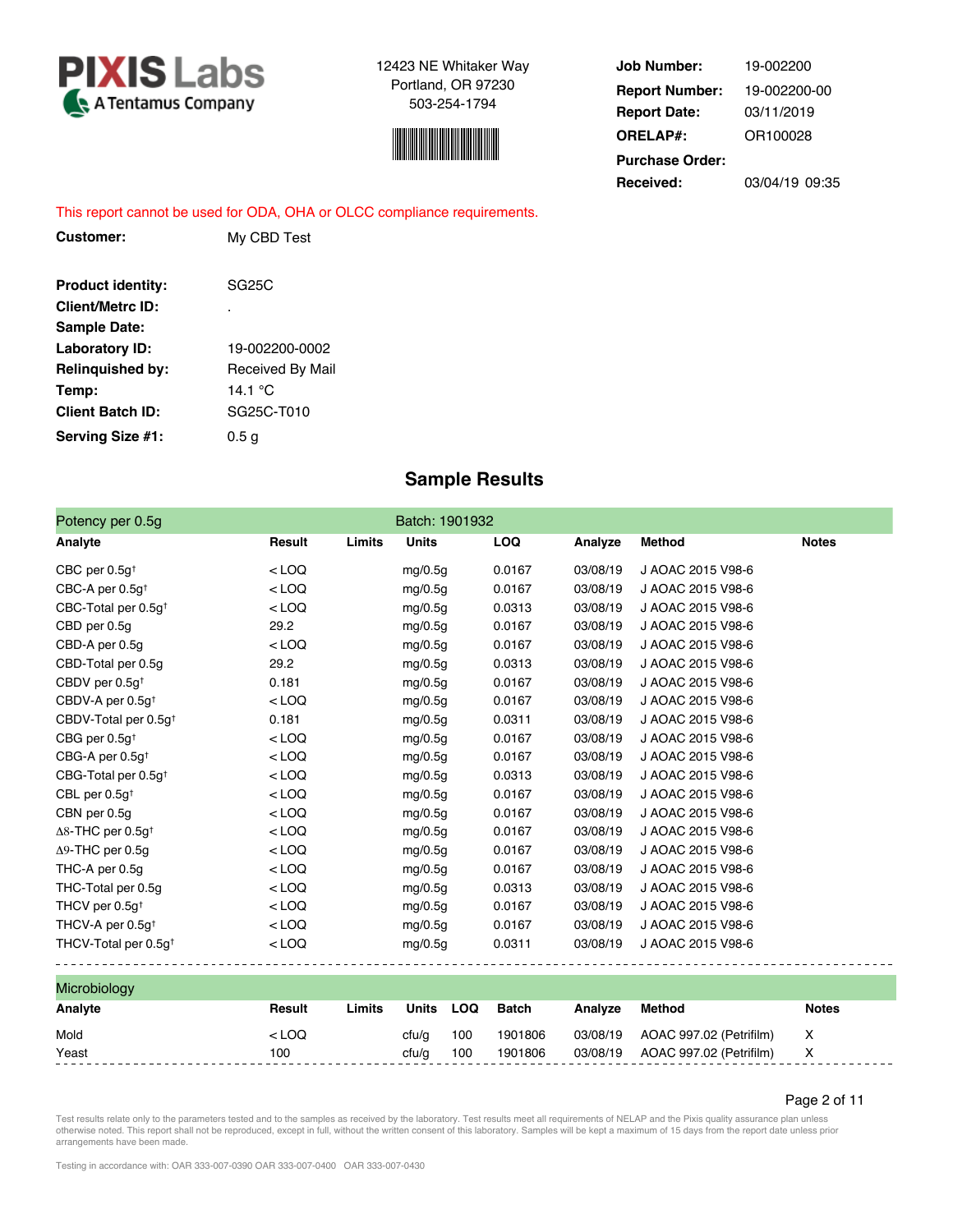**PIXIS Labs**
A Tentamus Company

12423 NE Whitaker Way
Portland, OR 97230
503-254-1794

| | |
|---|---|
| **Job Number:** | 19-002200 |
| **Report Number:** | 19-002200-00 |
| **Report Date:** | 03/11/2019 |
| **ORELAP#:** | OR100028 |
| **Purchase Order:** | |
| **Received:** | 03/04/19 09:35 |

This report cannot be used for ODA, OHA or OLCC compliance requirements.

| | |
|---|---|
| **Customer:** | My CBD Test |
| **Product identity:** | SG25C |
| **Client/Metrc ID:** | . |
| **Sample Date:** | |
| **Laboratory ID:** | 19-002200-0002 |
| **Relinquished by:** | Received By Mail |
| **Temp:** | 14.1 °C |
| **Client Batch ID:** | SG25C-T010 |
| **Serving Size #1:** | 0.5 g |

## Sample Results

**Potency per 0.5g** — Batch: 1901932

| Analyte | Result | Limits | Units | LOQ | Analyze | Method | Notes |
|---|---|---|---|---|---|---|---|
| CBC per 0.5g† | < LOQ | | mg/0.5g | 0.0167 | 03/08/19 | J AOAC 2015 V98-6 | |
| CBC-A per 0.5g† | < LOQ | | mg/0.5g | 0.0167 | 03/08/19 | J AOAC 2015 V98-6 | |
| CBC-Total per 0.5g† | < LOQ | | mg/0.5g | 0.0313 | 03/08/19 | J AOAC 2015 V98-6 | |
| CBD per 0.5g | 29.2 | | mg/0.5g | 0.0167 | 03/08/19 | J AOAC 2015 V98-6 | |
| CBD-A per 0.5g | < LOQ | | mg/0.5g | 0.0167 | 03/08/19 | J AOAC 2015 V98-6 | |
| CBD-Total per 0.5g | 29.2 | | mg/0.5g | 0.0313 | 03/08/19 | J AOAC 2015 V98-6 | |
| CBDV per 0.5g† | 0.181 | | mg/0.5g | 0.0167 | 03/08/19 | J AOAC 2015 V98-6 | |
| CBDV-A per 0.5g† | < LOQ | | mg/0.5g | 0.0167 | 03/08/19 | J AOAC 2015 V98-6 | |
| CBDV-Total per 0.5g† | 0.181 | | mg/0.5g | 0.0311 | 03/08/19 | J AOAC 2015 V98-6 | |
| CBG per 0.5g† | < LOQ | | mg/0.5g | 0.0167 | 03/08/19 | J AOAC 2015 V98-6 | |
| CBG-A per 0.5g† | < LOQ | | mg/0.5g | 0.0167 | 03/08/19 | J AOAC 2015 V98-6 | |
| CBG-Total per 0.5g† | < LOQ | | mg/0.5g | 0.0313 | 03/08/19 | J AOAC 2015 V98-6 | |
| CBL per 0.5g† | < LOQ | | mg/0.5g | 0.0167 | 03/08/19 | J AOAC 2015 V98-6 | |
| CBN per 0.5g | < LOQ | | mg/0.5g | 0.0167 | 03/08/19 | J AOAC 2015 V98-6 | |
| Δ8-THC per 0.5g† | < LOQ | | mg/0.5g | 0.0167 | 03/08/19 | J AOAC 2015 V98-6 | |
| Δ9-THC per 0.5g | < LOQ | | mg/0.5g | 0.0167 | 03/08/19 | J AOAC 2015 V98-6 | |
| THC-A per 0.5g | < LOQ | | mg/0.5g | 0.0167 | 03/08/19 | J AOAC 2015 V98-6 | |
| THC-Total per 0.5g | < LOQ | | mg/0.5g | 0.0313 | 03/08/19 | J AOAC 2015 V98-6 | |
| THCV per 0.5g† | < LOQ | | mg/0.5g | 0.0167 | 03/08/19 | J AOAC 2015 V98-6 | |
| THCV-A per 0.5g† | < LOQ | | mg/0.5g | 0.0167 | 03/08/19 | J AOAC 2015 V98-6 | |
| THCV-Total per 0.5g† | < LOQ | | mg/0.5g | 0.0311 | 03/08/19 | J AOAC 2015 V98-6 | |

**Microbiology**

| Analyte | Result | Limits | Units | LOQ | Batch | Analyze | Method | Notes |
|---|---|---|---|---|---|---|---|---|
| Mold | < LOQ | | cfu/g | 100 | 1901806 | 03/08/19 | AOAC 997.02 (Petrifilm) | X |
| Yeast | 100 | | cfu/g | 100 | 1901806 | 03/08/19 | AOAC 997.02 (Petrifilm) | X |

Test results relate only to the parameters tested and to the samples as received by the laboratory. Test results meet all requirements of NELAP and the Pixis quality assurance plan unless otherwise noted. This report shall not be reproduced, except in full, without the written consent of this laboratory. Samples will be kept a maximum of 15 days from the report date unless prior arrangements have been made.

Testing in accordance with: OAR 333-007-0390 OAR 333-007-0400 OAR 333-007-0430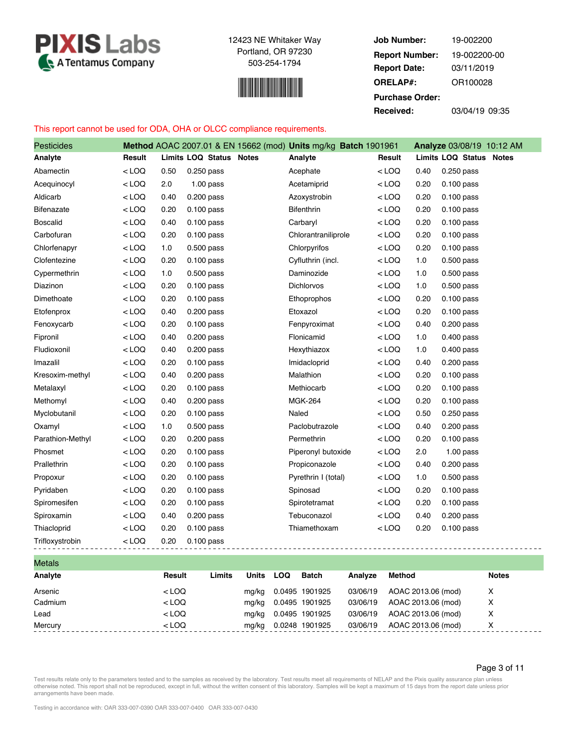**PIXIS Labs**
A Tentamus Company

12423 NE Whitaker Way
Portland, OR 97230
503-254-1794

**Job Number:** 19-002200
**Report Number:** 19-002200-00
**Report Date:** 03/11/2019
**ORELAP#:** OR100028
**Purchase Order:**
**Received:** 03/04/19 09:35

This report cannot be used for ODA, OHA or OLCC compliance requirements.

## Pesticides

**Method** AOAC 2007.01 & EN 15662 (mod) **Units** mg/kg **Batch** 1901961 **Analyze** 03/08/19 10:12 AM

| Analyte | Result | Limits | LOQ | Status | Notes | Analyte | Result | Limits | LOQ | Status | Notes |
|---|---|---|---|---|---|---|---|---|---|---|---|
| Abamectin | < LOQ | 0.50 | 0.250 | pass | | Acephate | < LOQ | 0.40 | 0.250 | pass | |
| Acequinocyl | < LOQ | 2.0 | 1.00 | pass | | Acetamiprid | < LOQ | 0.20 | 0.100 | pass | |
| Aldicarb | < LOQ | 0.40 | 0.200 | pass | | Azoxystrobin | < LOQ | 0.20 | 0.100 | pass | |
| Bifenazate | < LOQ | 0.20 | 0.100 | pass | | Bifenthrin | < LOQ | 0.20 | 0.100 | pass | |
| Boscalid | < LOQ | 0.40 | 0.100 | pass | | Carbaryl | < LOQ | 0.20 | 0.100 | pass | |
| Carbofuran | < LOQ | 0.20 | 0.100 | pass | | Chlorantraniliprole | < LOQ | 0.20 | 0.100 | pass | |
| Chlorfenapyr | < LOQ | 1.0 | 0.500 | pass | | Chlorpyrifos | < LOQ | 0.20 | 0.100 | pass | |
| Clofentezine | < LOQ | 0.20 | 0.100 | pass | | Cyfluthrin (incl. | < LOQ | 1.0 | 0.500 | pass | |
| Cypermethrin | < LOQ | 1.0 | 0.500 | pass | | Daminozide | < LOQ | 1.0 | 0.500 | pass | |
| Diazinon | < LOQ | 0.20 | 0.100 | pass | | Dichlorvos | < LOQ | 1.0 | 0.500 | pass | |
| Dimethoate | < LOQ | 0.20 | 0.100 | pass | | Ethoprophos | < LOQ | 0.20 | 0.100 | pass | |
| Etofenprox | < LOQ | 0.40 | 0.200 | pass | | Etoxazol | < LOQ | 0.20 | 0.100 | pass | |
| Fenoxycarb | < LOQ | 0.20 | 0.100 | pass | | Fenpyroximat | < LOQ | 0.40 | 0.200 | pass | |
| Fipronil | < LOQ | 0.40 | 0.200 | pass | | Flonicamid | < LOQ | 1.0 | 0.400 | pass | |
| Fludioxonil | < LOQ | 0.40 | 0.200 | pass | | Hexythiazox | < LOQ | 1.0 | 0.400 | pass | |
| Imazalil | < LOQ | 0.20 | 0.100 | pass | | Imidacloprid | < LOQ | 0.40 | 0.200 | pass | |
| Kresoxim-methyl | < LOQ | 0.40 | 0.200 | pass | | Malathion | < LOQ | 0.20 | 0.100 | pass | |
| Metalaxyl | < LOQ | 0.20 | 0.100 | pass | | Methiocarb | < LOQ | 0.20 | 0.100 | pass | |
| Methomyl | < LOQ | 0.40 | 0.200 | pass | | MGK-264 | < LOQ | 0.20 | 0.100 | pass | |
| Myclobutanil | < LOQ | 0.20 | 0.100 | pass | | Naled | < LOQ | 0.50 | 0.250 | pass | |
| Oxamyl | < LOQ | 1.0 | 0.500 | pass | | Paclobutrazole | < LOQ | 0.40 | 0.200 | pass | |
| Parathion-Methyl | < LOQ | 0.20 | 0.200 | pass | | Permethrin | < LOQ | 0.20 | 0.100 | pass | |
| Phosmet | < LOQ | 0.20 | 0.100 | pass | | Piperonyl butoxide | < LOQ | 2.0 | 1.00 | pass | |
| Prallethrin | < LOQ | 0.20 | 0.100 | pass | | Propiconazole | < LOQ | 0.40 | 0.200 | pass | |
| Propoxur | < LOQ | 0.20 | 0.100 | pass | | Pyrethrin I (total) | < LOQ | 1.0 | 0.500 | pass | |
| Pyridaben | < LOQ | 0.20 | 0.100 | pass | | Spinosad | < LOQ | 0.20 | 0.100 | pass | |
| Spiromesifen | < LOQ | 0.20 | 0.100 | pass | | Spirotetramat | < LOQ | 0.20 | 0.100 | pass | |
| Spiroxamin | < LOQ | 0.40 | 0.200 | pass | | Tebuconazol | < LOQ | 0.40 | 0.200 | pass | |
| Thiacloprid | < LOQ | 0.20 | 0.100 | pass | | Thiamethoxam | < LOQ | 0.20 | 0.100 | pass | |
| Trifloxystrobin | < LOQ | 0.20 | 0.100 | pass | | | | | | | |

## Metals

| Analyte | Result | Limits | Units | LOQ | Batch | Analyze | Method | Notes |
|---|---|---|---|---|---|---|---|---|
| Arsenic | < LOQ | | mg/kg | 0.0495 | 1901925 | 03/06/19 | AOAC 2013.06 (mod) | X |
| Cadmium | < LOQ | | mg/kg | 0.0495 | 1901925 | 03/06/19 | AOAC 2013.06 (mod) | X |
| Lead | < LOQ | | mg/kg | 0.0495 | 1901925 | 03/06/19 | AOAC 2013.06 (mod) | X |
| Mercury | < LOQ | | mg/kg | 0.0248 | 1901925 | 03/06/19 | AOAC 2013.06 (mod) | X |

Test results relate only to the parameters tested and to the samples as received by the laboratory. Test results meet all requirements of NELAP and the Pixis quality assurance plan unless otherwise noted. This report shall not be reproduced, except in full, without the written consent of this laboratory. Samples will be kept a maximum of 15 days from the report date unless prior arrangements have been made.

Testing in accordance with: OAR 333-007-0390 OAR 333-007-0400 OAR 333-007-0430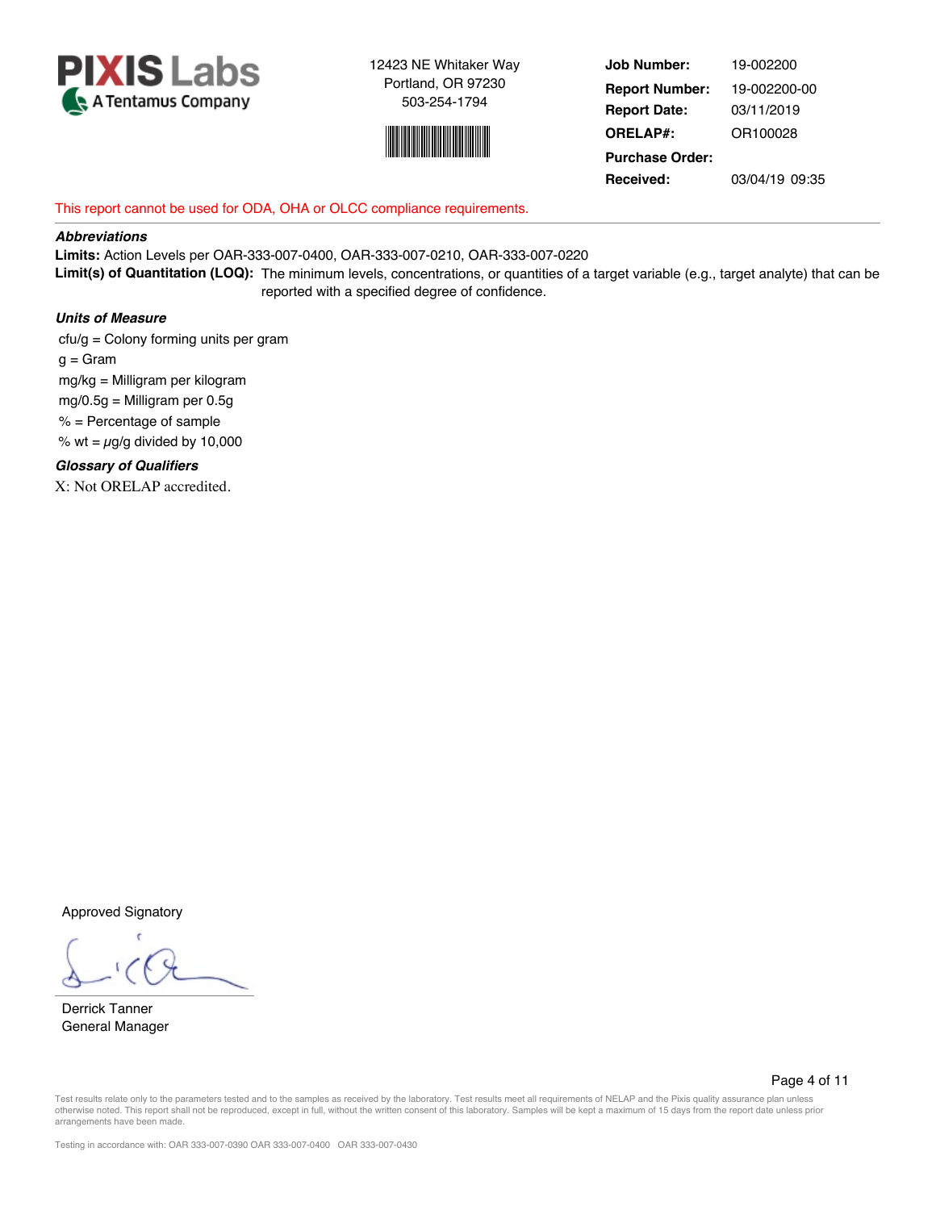**PIXIS Labs**
A Tentamus Company

12423 NE Whitaker Way
Portland, OR 97230
503-254-1794

| | |
|---|---|
| **Job Number:** | 19-002200 |
| **Report Number:** | 19-002200-00 |
| **Report Date:** | 03/11/2019 |
| **ORELAP#:** | OR100028 |
| **Purchase Order:** | |
| **Received:** | 03/04/19 09:35 |

This report cannot be used for ODA, OHA or OLCC compliance requirements.

### *Abbreviations*

**Limits:** Action Levels per OAR-333-007-0400, OAR-333-007-0210, OAR-333-007-0220

**Limit(s) of Quantitation (LOQ):** The minimum levels, concentrations, or quantities of a target variable (e.g., target analyte) that can be reported with a specified degree of confidence.

### *Units of Measure*

cfu/g = Colony forming units per gram
g = Gram
mg/kg = Milligram per kilogram
mg/0.5g = Milligram per 0.5g
% = Percentage of sample
% wt = $\mu$g/g divided by 10,000

### *Glossary of Qualifiers*

X: Not ORELAP accredited.

Approved Signatory

Derrick Tanner
General Manager

Test results relate only to the parameters tested and to the samples as received by the laboratory. Test results meet all requirements of NELAP and the Pixis quality assurance plan unless otherwise noted. This report shall not be reproduced, except in full, without the written consent of this laboratory. Samples will be kept a maximum of 15 days from the report date unless prior arrangements have been made.

Testing in accordance with: OAR 333-007-0390 OAR 333-007-0400 OAR 333-007-0430